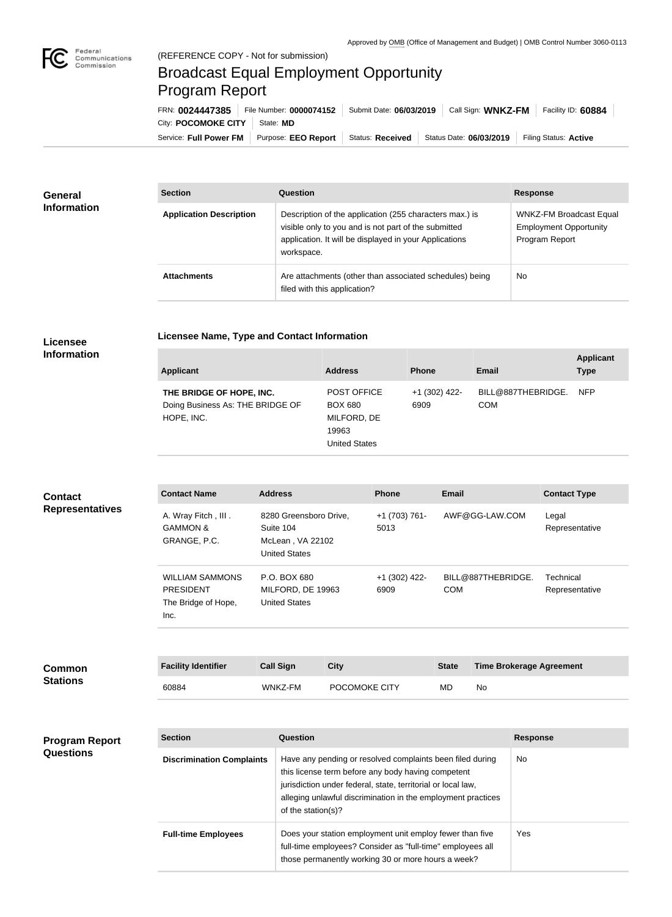Approved by OMB (Office of Management and Budget) | OMB Control Number 3060-0113

(REFERENCE COPY - Not for submission)

# Broadcast Equal Employment Opportunity Program Report

FRN: **0024447385** | File Number: **0000074152** | Submit Date: **06/03/2019** | Call Sign: **WNKZ-FM** | Facility ID: **60884**

City: **POCOMOKE CITY** | State: **MD**

Service: **Full Power FM** | Purpose: **EEO Report** | Status: **Received** | Status Date: **06/03/2019** | Filing Status: **Active**

## General Information

| Section | Question | Response |
| --- | --- | --- |
| **Application Description** | Description of the application (255 characters max.) is visible only to you and is not part of the submitted application. It will be displayed in your Applications workspace. | WNKZ-FM Broadcast Equal Employment Opportunity Program Report |
| **Attachments** | Are attachments (other than associated schedules) being filed with this application? | No |

## Licensee Information

### Licensee Name, Type and Contact Information

| Applicant | Address | Phone | Email | Applicant Type |
| --- | --- | --- | --- | --- |
| **THE BRIDGE OF HOPE, INC.** Doing Business As: THE BRIDGE OF HOPE, INC. | POST OFFICE BOX 680 MILFORD, DE 19963 United States | +1 (302) 422-6909 | BILL@887THEBRIDGE.COM | NFP |

## Contact Representatives

| Contact Name | Address | Phone | Email | Contact Type |
| --- | --- | --- | --- | --- |
| A. Wray Fitch , III . GAMMON & GRANGE, P.C. | 8280 Greensboro Drive, Suite 104 McLean , VA 22102 United States | +1 (703) 761-5013 | AWF@GG-LAW.COM | Legal Representative |
| WILLIAM SAMMONS PRESIDENT The Bridge of Hope, Inc. | P.O. BOX 680 MILFORD, DE 19963 United States | +1 (302) 422-6909 | BILL@887THEBRIDGE.COM | Technical Representative |

## Common Stations

| Facility Identifier | Call Sign | City | State | Time Brokerage Agreement |
| --- | --- | --- | --- | --- |
| 60884 | WNKZ-FM | POCOMOKE CITY | MD | No |

## Program Report Questions

| Section | Question | Response |
| --- | --- | --- |
| **Discrimination Complaints** | Have any pending or resolved complaints been filed during this license term before any body having competent jurisdiction under federal, state, territorial or local law, alleging unlawful discrimination in the employment practices of the station(s)? | No |
| **Full-time Employees** | Does your station employment unit employ fewer than five full-time employees? Consider as "full-time" employees all those permanently working 30 or more hours a week? | Yes |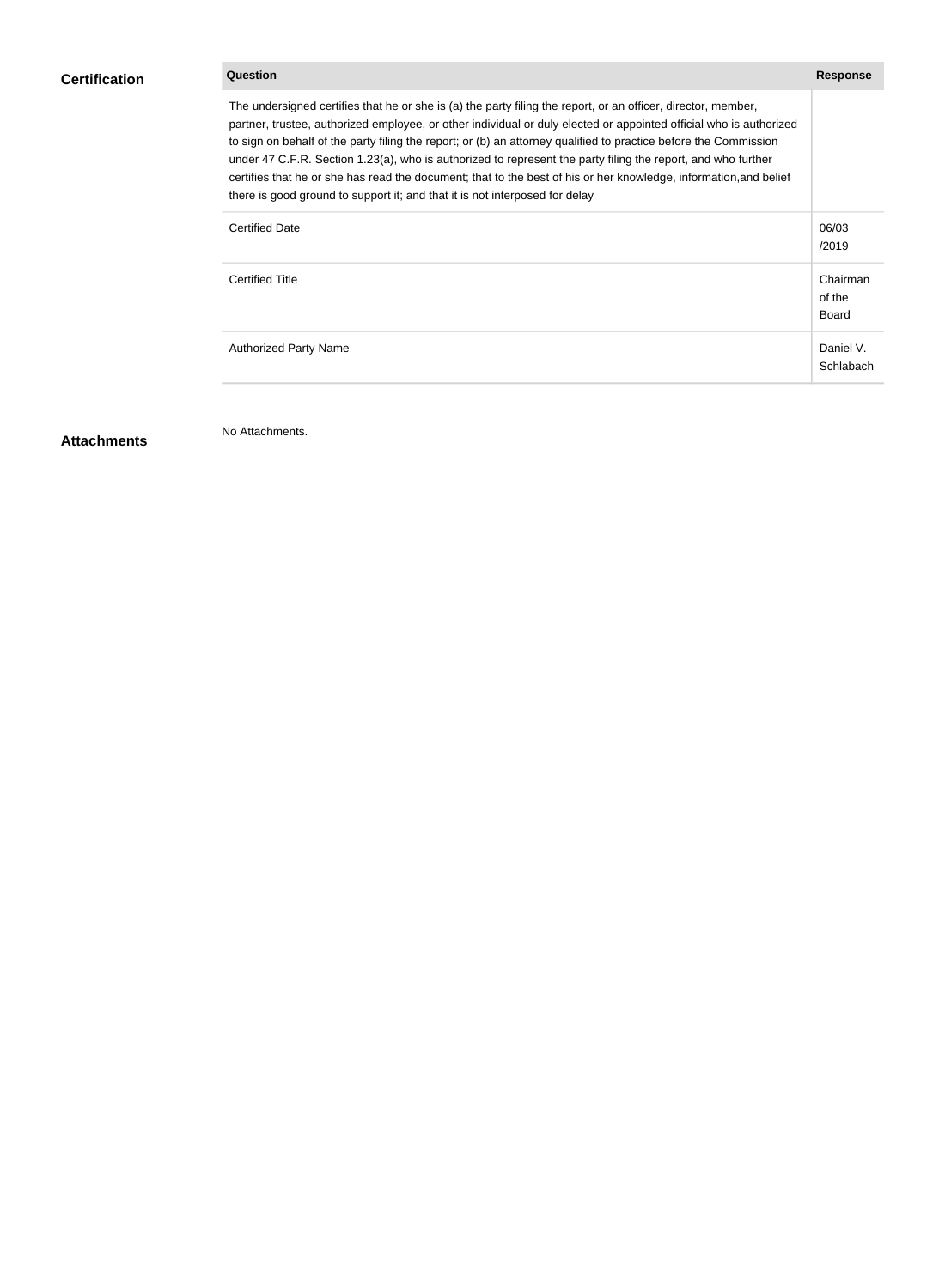## Certification

| Question | Response |
|---|---|
| The undersigned certifies that he or she is (a) the party filing the report, or an officer, director, member, partner, trustee, authorized employee, or other individual or duly elected or appointed official who is authorized to sign on behalf of the party filing the report; or (b) an attorney qualified to practice before the Commission under 47 C.F.R. Section 1.23(a), who is authorized to represent the party filing the report, and who further certifies that he or she has read the document; that to the best of his or her knowledge, information,and belief there is good ground to support it; and that it is not interposed for delay | |
| Certified Date | 06/03/2019 |
| Certified Title | Chairman of the Board |
| Authorized Party Name | Daniel V. Schlabach |

## Attachments

No Attachments.